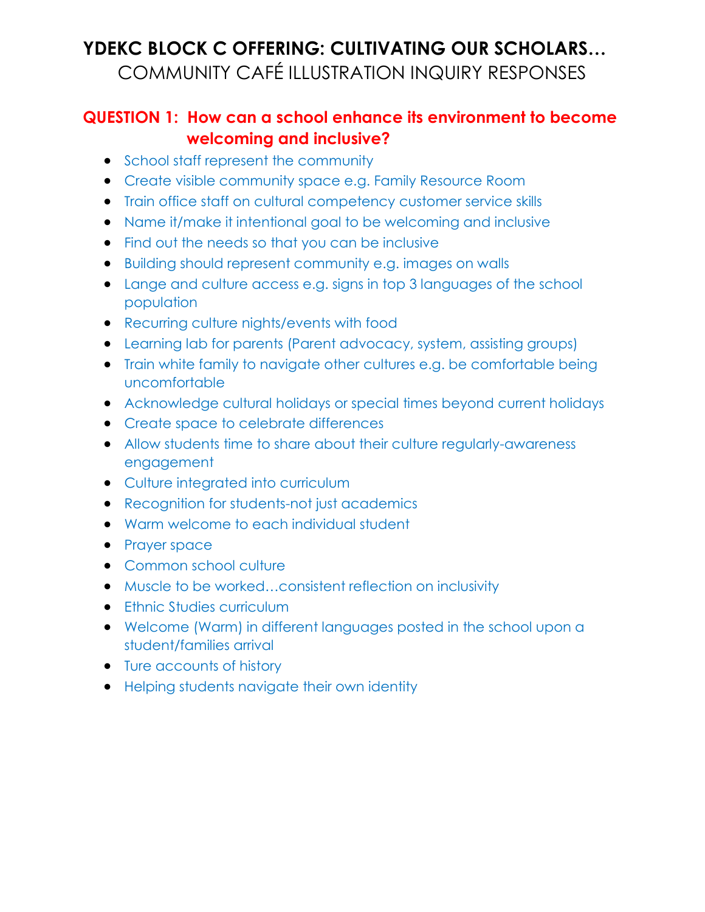# YDEKC BLOCK C OFFERING: CULTIVATING OUR SCHOLARS…

COMMUNITY CAFÉ ILLUSTRATION INQUIRY RESPONSES

## QUESTION 1: How can a school enhance its environment to become welcoming and inclusive?

- School staff represent the community
- Create visible community space e.g. Family Resource Room
- Train office staff on cultural competency customer service skills
- Name it/make it intentional goal to be welcoming and inclusive
- Find out the needs so that you can be inclusive
- Building should represent community e.g. images on walls
- Lange and culture access e.g. signs in top 3 languages of the school population
- Recurring culture nights/events with food
- Learning lab for parents (Parent advocacy, system, assisting groups)
- Train white family to navigate other cultures e.g. be comfortable being uncomfortable
- Acknowledge cultural holidays or special times beyond current holidays
- Create space to celebrate differences
- Allow students time to share about their culture regularly-awareness engagement
- Culture integrated into curriculum
- Recognition for students-not just academics
- Warm welcome to each individual student
- Prayer space
- Common school culture
- Muscle to be worked…consistent reflection on inclusivity
- Ethnic Studies curriculum
- Welcome (Warm) in different languages posted in the school upon a student/families arrival
- Ture accounts of history
- Helping students navigate their own identity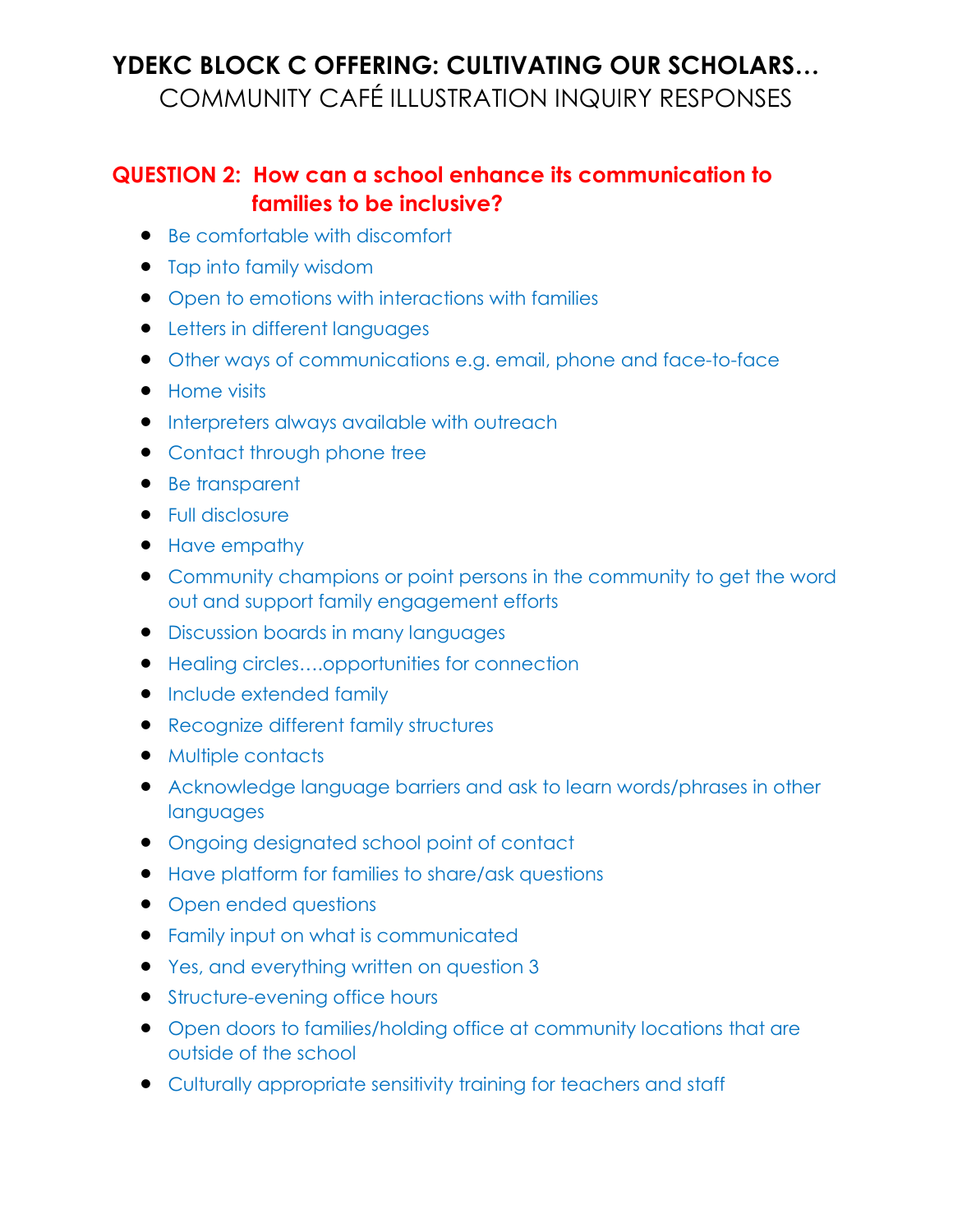# YDEKC BLOCK C OFFERING: CULTIVATING OUR SCHOLARS…

## COMMUNITY CAFÉ ILLUSTRATION INQUIRY RESPONSES

### QUESTION 2: How can a school enhance its communication to families to be inclusive?

- Be comfortable with discomfort
- Tap into family wisdom
- Open to emotions with interactions with families
- Letters in different languages
- Other ways of communications e.g. email, phone and face-to-face
- Home visits
- Interpreters always available with outreach
- Contact through phone tree
- Be transparent
- Full disclosure
- Have empathy
- Community champions or point persons in the community to get the word out and support family engagement efforts
- Discussion boards in many languages
- Healing circles….opportunities for connection
- Include extended family
- Recognize different family structures
- Multiple contacts
- Acknowledge language barriers and ask to learn words/phrases in other languages
- Ongoing designated school point of contact
- Have platform for families to share/ask questions
- Open ended questions
- Family input on what is communicated
- Yes, and everything written on question 3
- Structure-evening office hours
- Open doors to families/holding office at community locations that are outside of the school
- Culturally appropriate sensitivity training for teachers and staff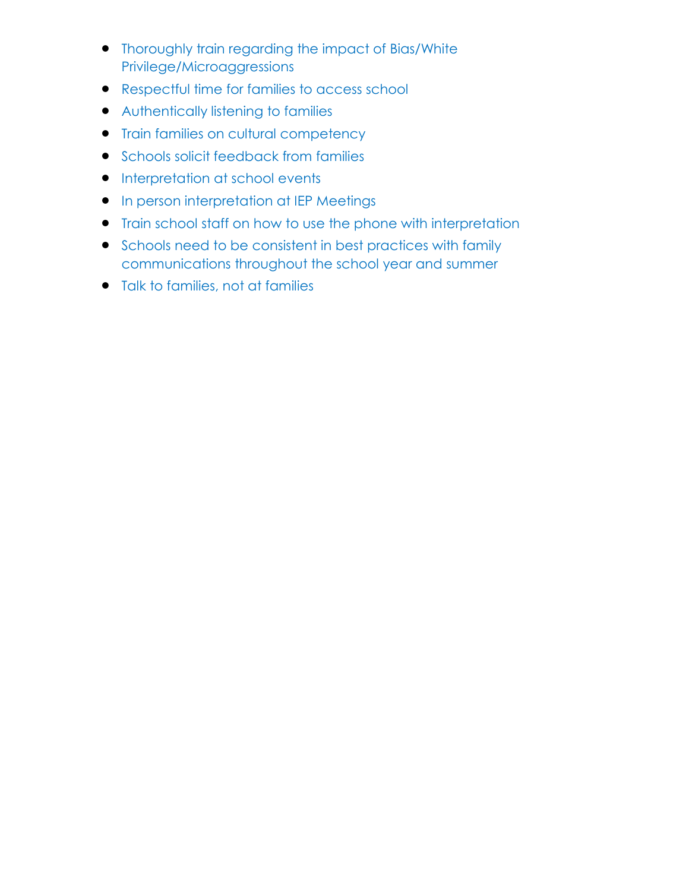- Thoroughly train regarding the impact of Bias/White Privilege/Microaggressions
- Respectful time for families to access school
- Authentically listening to families
- Train families on cultural competency
- Schools solicit feedback from families
- Interpretation at school events
- In person interpretation at IEP Meetings
- Train school staff on how to use the phone with interpretation
- Schools need to be consistent in best practices with family communications throughout the school year and summer
- Talk to families, not at families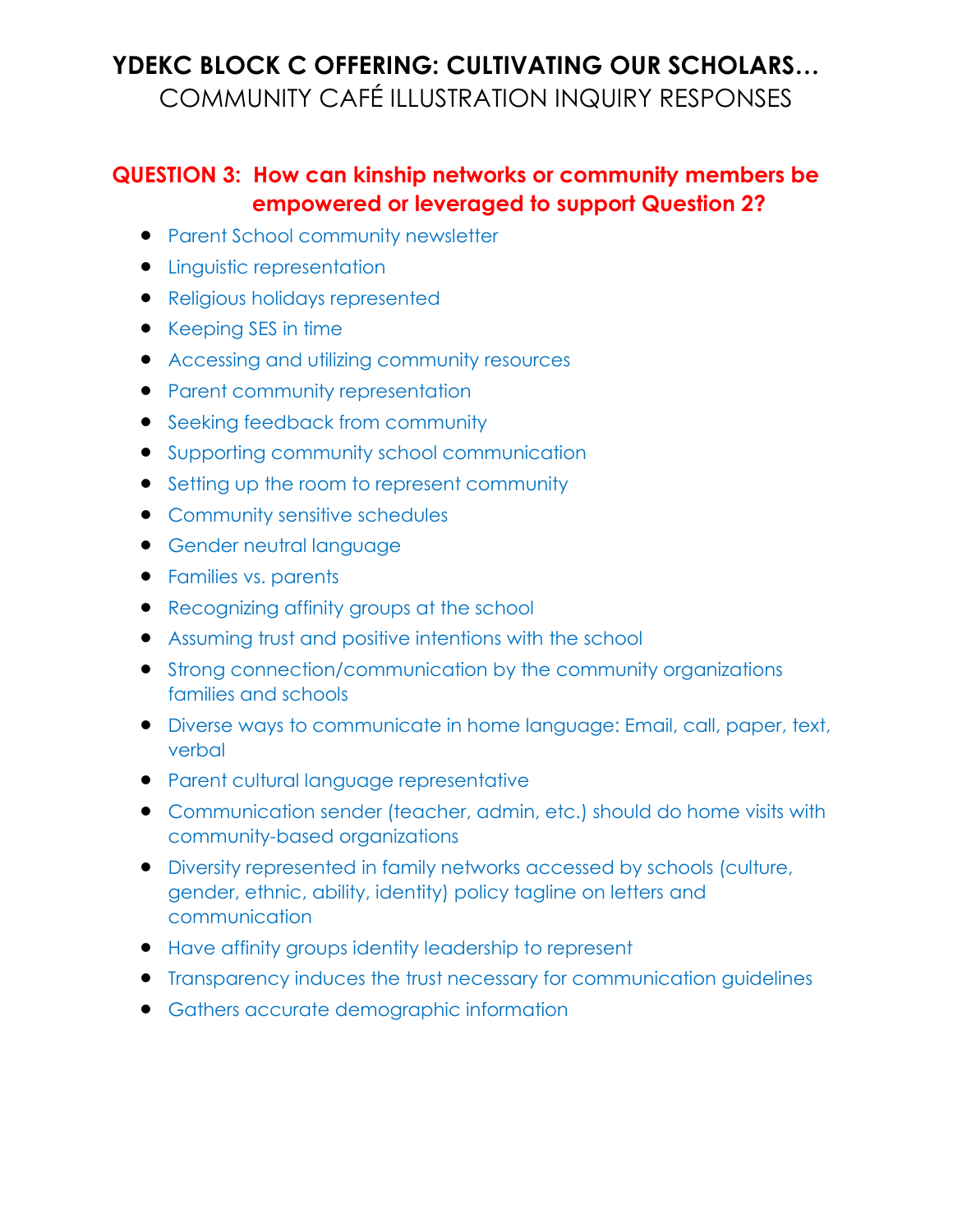# YDEKC BLOCK C OFFERING: CULTIVATING OUR SCHOLARS…

COMMUNITY CAFÉ ILLUSTRATION INQUIRY RESPONSES

## QUESTION 3: How can kinship networks or community members be empowered or leveraged to support Question 2?

- Parent School community newsletter
- Linguistic representation
- Religious holidays represented
- Keeping SES in time
- Accessing and utilizing community resources
- Parent community representation
- Seeking feedback from community
- Supporting community school communication
- Setting up the room to represent community
- Community sensitive schedules
- Gender neutral language
- Families vs. parents
- Recognizing affinity groups at the school
- Assuming trust and positive intentions with the school
- Strong connection/communication by the community organizations families and schools
- Diverse ways to communicate in home language: Email, call, paper, text, verbal
- Parent cultural language representative
- Communication sender (teacher, admin, etc.) should do home visits with community-based organizations
- Diversity represented in family networks accessed by schools (culture, gender, ethnic, ability, identity) policy tagline on letters and communication
- Have affinity groups identity leadership to represent
- Transparency induces the trust necessary for communication guidelines
- Gathers accurate demographic information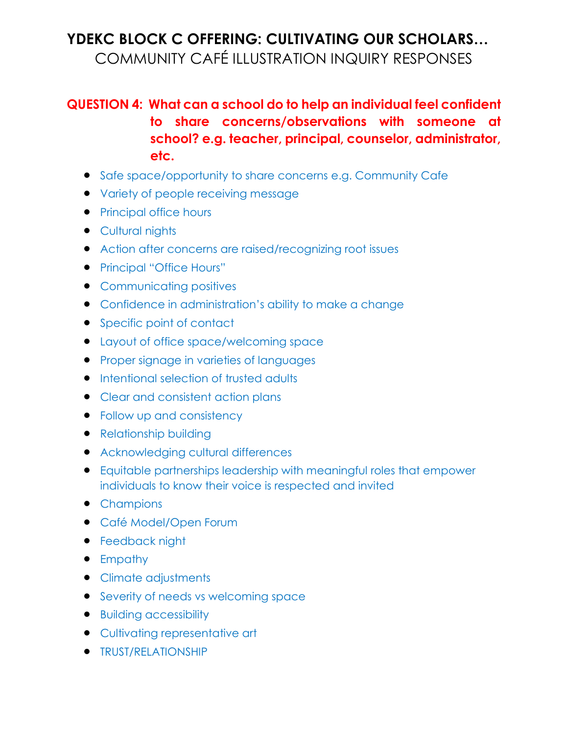# YDEKC BLOCK C OFFERING: CULTIVATING OUR SCHOLARS…

## COMMUNITY CAFÉ ILLUSTRATION INQUIRY RESPONSES

### QUESTION 4: What can a school do to help an individual feel confident to share concerns/observations with someone at school? e.g. teacher, principal, counselor, administrator, etc.

- Safe space/opportunity to share concerns e.g. Community Cafe
- Variety of people receiving message
- Principal office hours
- Cultural nights
- Action after concerns are raised/recognizing root issues
- Principal "Office Hours"
- Communicating positives
- Confidence in administration's ability to make a change
- Specific point of contact
- Layout of office space/welcoming space
- Proper signage in varieties of languages
- Intentional selection of trusted adults
- Clear and consistent action plans
- Follow up and consistency
- Relationship building
- Acknowledging cultural differences
- Equitable partnerships leadership with meaningful roles that empower individuals to know their voice is respected and invited
- Champions
- Café Model/Open Forum
- Feedback night
- Empathy
- Climate adjustments
- Severity of needs vs welcoming space
- Building accessibility
- Cultivating representative art
- TRUST/RELATIONSHIP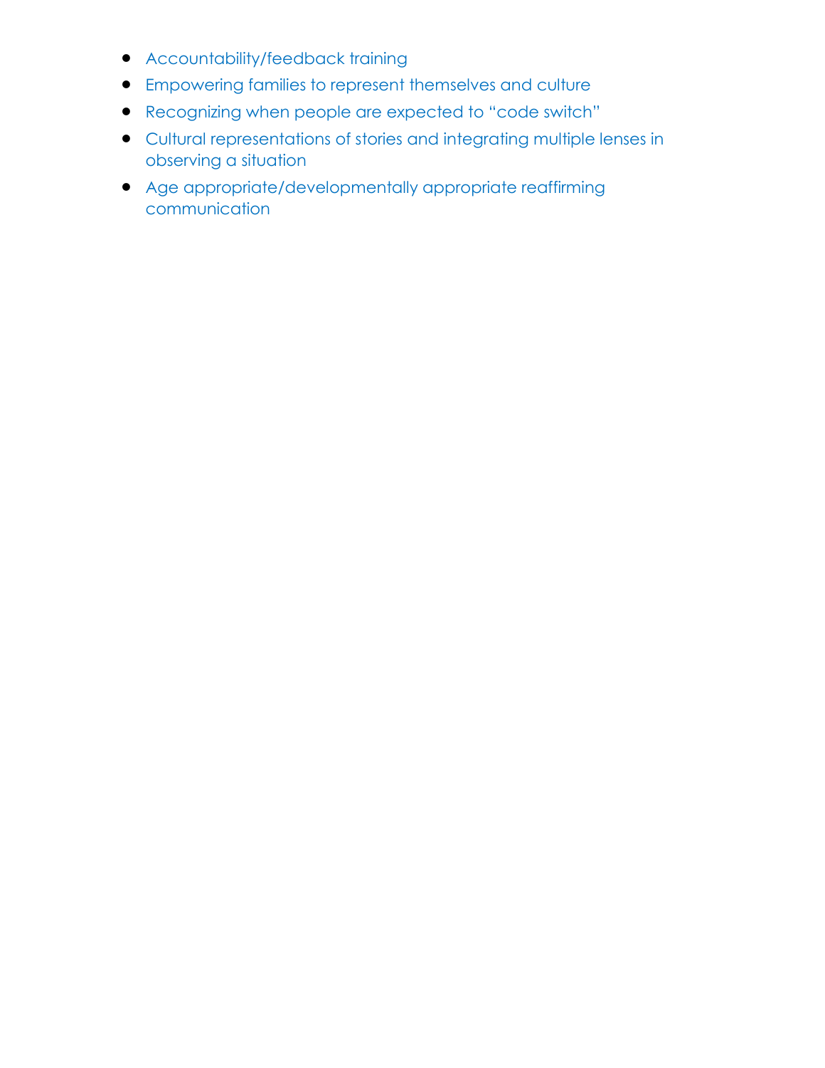- Accountability/feedback training
- Empowering families to represent themselves and culture
- Recognizing when people are expected to "code switch"
- Cultural representations of stories and integrating multiple lenses in observing a situation
- Age appropriate/developmentally appropriate reaffirming communication